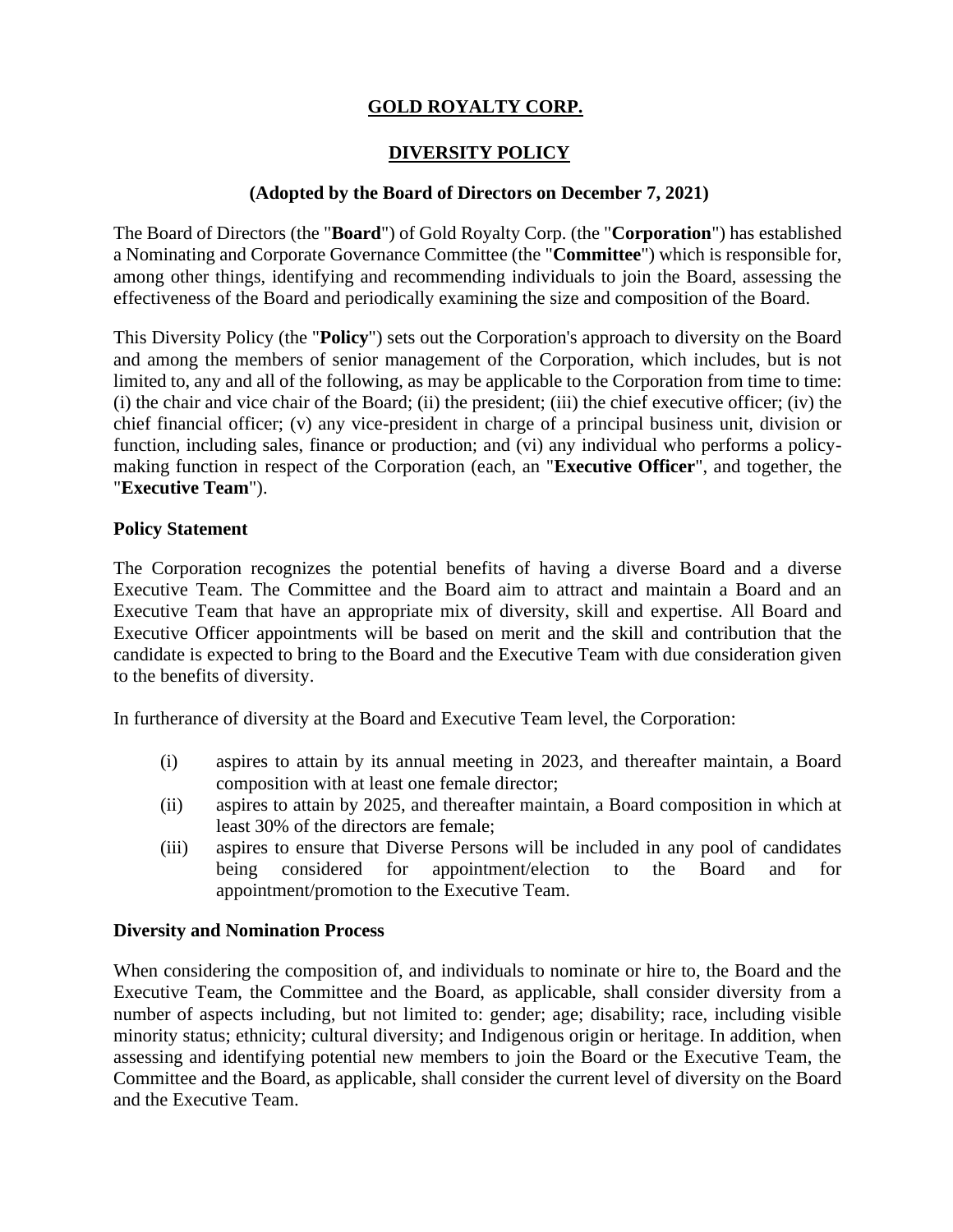# GOLD ROYALTY CORP.

## DIVERSITY POLICY

**(Adopted by the Board of Directors on December 7, 2021)**

The Board of Directors (the "**Board**") of Gold Royalty Corp. (the "**Corporation**") has established a Nominating and Corporate Governance Committee (the "**Committee**") which is responsible for, among other things, identifying and recommending individuals to join the Board, assessing the effectiveness of the Board and periodically examining the size and composition of the Board.

This Diversity Policy (the "**Policy**") sets out the Corporation's approach to diversity on the Board and among the members of senior management of the Corporation, which includes, but is not limited to, any and all of the following, as may be applicable to the Corporation from time to time: (i) the chair and vice chair of the Board; (ii) the president; (iii) the chief executive officer; (iv) the chief financial officer; (v) any vice-president in charge of a principal business unit, division or function, including sales, finance or production; and (vi) any individual who performs a policy-making function in respect of the Corporation (each, an "**Executive Officer**", and together, the "**Executive Team**").

### Policy Statement

The Corporation recognizes the potential benefits of having a diverse Board and a diverse Executive Team. The Committee and the Board aim to attract and maintain a Board and an Executive Team that have an appropriate mix of diversity, skill and expertise. All Board and Executive Officer appointments will be based on merit and the skill and contribution that the candidate is expected to bring to the Board and the Executive Team with due consideration given to the benefits of diversity.

In furtherance of diversity at the Board and Executive Team level, the Corporation:

(i) aspires to attain by its annual meeting in 2023, and thereafter maintain, a Board composition with at least one female director;

(ii) aspires to attain by 2025, and thereafter maintain, a Board composition in which at least 30% of the directors are female;

(iii) aspires to ensure that Diverse Persons will be included in any pool of candidates being considered for appointment/election to the Board and for appointment/promotion to the Executive Team.

### Diversity and Nomination Process

When considering the composition of, and individuals to nominate or hire to, the Board and the Executive Team, the Committee and the Board, as applicable, shall consider diversity from a number of aspects including, but not limited to: gender; age; disability; race, including visible minority status; ethnicity; cultural diversity; and Indigenous origin or heritage. In addition, when assessing and identifying potential new members to join the Board or the Executive Team, the Committee and the Board, as applicable, shall consider the current level of diversity on the Board and the Executive Team.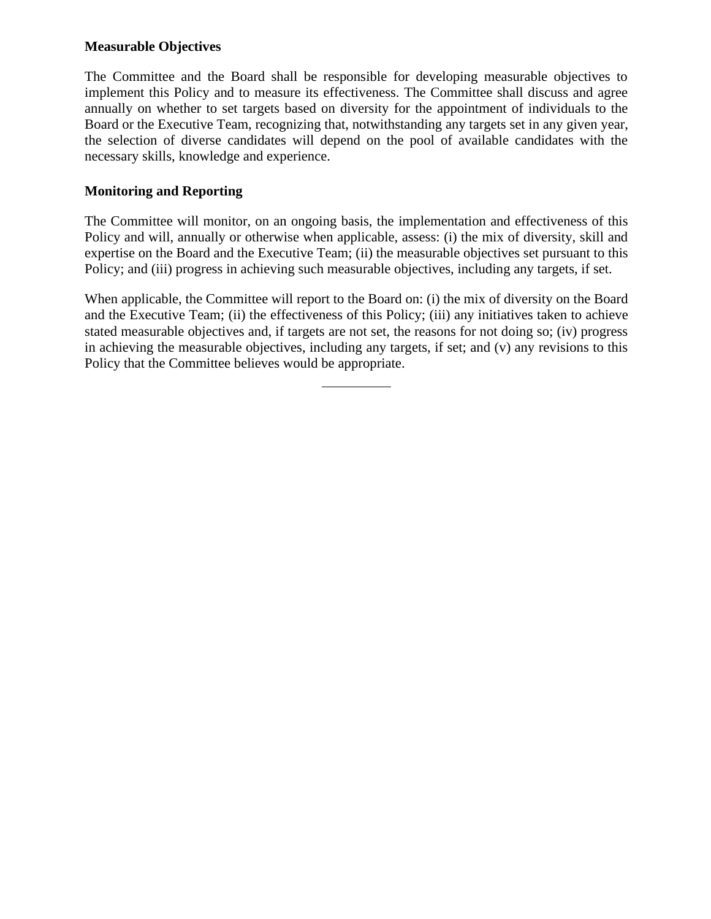**Measurable Objectives**

The Committee and the Board shall be responsible for developing measurable objectives to implement this Policy and to measure its effectiveness. The Committee shall discuss and agree annually on whether to set targets based on diversity for the appointment of individuals to the Board or the Executive Team, recognizing that, notwithstanding any targets set in any given year, the selection of diverse candidates will depend on the pool of available candidates with the necessary skills, knowledge and experience.

**Monitoring and Reporting**

The Committee will monitor, on an ongoing basis, the implementation and effectiveness of this Policy and will, annually or otherwise when applicable, assess: (i) the mix of diversity, skill and expertise on the Board and the Executive Team; (ii) the measurable objectives set pursuant to this Policy; and (iii) progress in achieving such measurable objectives, including any targets, if set.

When applicable, the Committee will report to the Board on: (i) the mix of diversity on the Board and the Executive Team; (ii) the effectiveness of this Policy; (iii) any initiatives taken to achieve stated measurable objectives and, if targets are not set, the reasons for not doing so; (iv) progress in achieving the measurable objectives, including any targets, if set; and (v) any revisions to this Policy that the Committee believes would be appropriate.

---